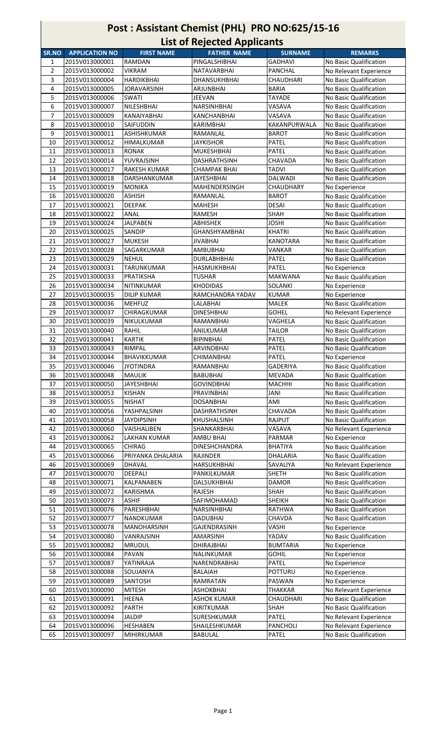# Post : Assistant Chemist (PHL) PRO NO:625/15-16

## List of Rejected Applicants

| SR.NO | APPLICATION NO | FIRST NAME | FATHER NAME | SURNAME | REMARKS |
|---|---|---|---|---|---|
| 1 | 2015V013000001 | RAMDAN | PINGALSHIBHAI | GADHAVI | No Basic Qualification |
| 2 | 2015V013000002 | VIKRAM | NATAVARBHAI | PANCHAL | No Relevant Experience |
| 3 | 2015V013000004 | HARDIKBHAI | DHANSUKHBHAI | CHAUDHARI | No Basic Qualification |
| 4 | 2015V013000005 | JORAVARSINH | ARJUNBHAI | BARIA | No Basic Qualification |
| 5 | 2015V013000006 | SWATI | JEEVAN | TAYADE | No Basic Qualification |
| 6 | 2015V013000007 | NILESHBHAI | NARSINHBHAI | VASAVA | No Basic Qualification |
| 7 | 2015V013000009 | KANAIYABHAI | KANCHANBHAI | VASAVA | No Basic Qualification |
| 8 | 2015V013000010 | SAIFUDDIN | KARIMBHAI | KAKANPURWALA | No Basic Qualification |
| 9 | 2015V013000011 | ASHISHKUMAR | RAMANLAL | BAROT | No Basic Qualification |
| 10 | 2015V013000012 | HIMALKUMAR | JAYKISHOR | PATEL | No Basic Qualification |
| 11 | 2015V013000013 | RONAK | MUKESHBHAI | PATEL | No Basic Qualification |
| 12 | 2015V013000014 | YUVRAJSINH | DASHRATHSINH | CHAVADA | No Basic Qualification |
| 13 | 2015V013000017 | RAKESH KUMAR | CHAMPAK BHAI | TADVI | No Basic Qualification |
| 14 | 2015V013000018 | DARSHANKUMAR | JAYESHBHAI | DALWADI | No Basic Qualification |
| 15 | 2015V013000019 | MONIKA | MAHENDERSINGH | CHAUDHARY | No Experience |
| 16 | 2015V013000020 | ASHISH | RAMANLAL | BAROT | No Basic Qualification |
| 17 | 2015V013000021 | DEEPAK | MAHESH | DESAI | No Basic Qualification |
| 18 | 2015V013000022 | ANAL | RAMESH | SHAH | No Basic Qualification |
| 19 | 2015V013000024 | JALPABEN | ABHISHEK | JOSHI | No Basic Qualification |
| 20 | 2015V013000025 | SANDIP | GHANSHYAMBHAI | KHATRI | No Basic Qualification |
| 21 | 2015V013000027 | MUKESH | JIVABHAI | KANOTARA | No Basic Qualification |
| 22 | 2015V013000028 | SAGARKUMAR | AMBUBHAI | VANKAR | No Basic Qualification |
| 23 | 2015V013000029 | NEHUL | DURLABHBHAI | PATEL | No Basic Qualification |
| 24 | 2015V013000031 | TARUNKUMAR | HASMUKHBHAI | PATEL | No Experience |
| 25 | 2015V013000033 | PRATIKSHA | TUSHAR | MAKWANA | No Basic Qualification |
| 26 | 2015V013000034 | NITINKUMAR | KHODIDAS | SOLANKI | No Experience |
| 27 | 2015V013000035 | DILIP KUMAR | RAMCHANDRA YADAV | KUMAR | No Experience |
| 28 | 2015V013000036 | MEHFUZ | LALABHAI | MALEK | No Basic Qualification |
| 29 | 2015V013000037 | CHIRAGKUMAR | DINESHBHAI | GOHEL | No Relevant Experience |
| 30 | 2015V013000039 | NIKULKUMAR | RAMANBHAI | VAGHELA | No Basic Qualification |
| 31 | 2015V013000040 | RAHIL | ANILKUMAR | TAILOR | No Basic Qualification |
| 32 | 2015V013000041 | KARTIK | BIPINBHAI | PATEL | No Basic Qualification |
| 33 | 2015V013000043 | RIMPAL | ARVINDBHAI | PATEL | No Basic Qualification |
| 34 | 2015V013000044 | BHAVIKKUMAR | CHIMANBHAI | PATEL | No Experience |
| 35 | 2015V013000046 | JYOTINDRA | RAMANBHAI | GADERIYA | No Basic Qualification |
| 36 | 2015V013000048 | MAULIK | BABUBHAI | MEVADA | No Basic Qualification |
| 37 | 2015V013000050 | JAYESHBHAI | GOVINDBHAI | MACHHI | No Basic Qualification |
| 38 | 2015V013000053 | KISHAN | PRAVINBHAI | JANI | No Basic Qualification |
| 39 | 2015V013000055 | NISHAT | DOSANBHAI | AMI | No Basic Qualification |
| 40 | 2015V013000056 | YASHPALSINH | DASHRATHSINH | CHAVADA | No Basic Qualification |
| 41 | 2015V013000058 | JAYDIPSINH | KHUSHALSINH | RAJPUT | No Basic Qualification |
| 42 | 2015V013000060 | VAISHALIBEN | SHANKARBHAI | VASAVA | No Relevant Experience |
| 43 | 2015V013000062 | LAKHAN KUMAR | AMBU BHAI | PARMAR | No Experience |
| 44 | 2015V013000065 | CHIRAG | DINESHCHANDRA | BHATIYA | No Basic Qualification |
| 45 | 2015V013000066 | PRIYANKA DHALARIA | RAJINDER | DHALARIA | No Basic Qualification |
| 46 | 2015V013000069 | DHAVAL | HARSUKHBHAI | SAVALIYA | No Relevant Experience |
| 47 | 2015V013000070 | DEEPALI | PANKILKUMAR | SHETH | No Basic Qualification |
| 48 | 2015V013000071 | KALPANABEN | DALSUKHBHAI | DAMOR | No Basic Qualification |
| 49 | 2015V013000072 | KARISHMA | RAJESH | SHAH | No Basic Qualification |
| 50 | 2015V013000073 | ASHIF | SAFIMOHAMAD | SHEIKH | No Basic Qualification |
| 51 | 2015V013000076 | PARESHBHAI | NARSINHBHAI | RATHWA | No Basic Qualification |
| 52 | 2015V013000077 | NANDKUMAR | DADUBHAI | CHAVDA | No Basic Qualification |
| 53 | 2015V013000078 | MANOHARSINH | GAJENDRASINH | VASHI | No Experience |
| 54 | 2015V013000080 | VANRAJSINH | AMARSINH | YADAV | No Basic Qualification |
| 55 | 2015V013000082 | MRUDUL | DHIRAJBHAI | BUMTARIA | No Experience |
| 56 | 2015V013000084 | PAVAN | NALINKUMAR | GOHIL | No Experience |
| 57 | 2015V013000087 | YATINRAJA | NARENDRABHAI | PATEL | No Experience |
| 58 | 2015V013000088 | SOUJANYA | BALAIAH | POTTURU | No Experience |
| 59 | 2015V013000089 | SANTOSH | RAMRATAN | PASWAN | No Experience |
| 60 | 2015V013000090 | MITESH | ASHOKBHAI | THAKKAR | No Relevant Experience |
| 61 | 2015V013000091 | HEENA | ASHOK KUMAR | CHAUDHARI | No Basic Qualification |
| 62 | 2015V013000092 | PARTH | KIRITKUMAR | SHAH | No Basic Qualification |
| 63 | 2015V013000094 | JALDIP | SURESHKUMAR | PATEL | No Relevant Experience |
| 64 | 2015V013000096 | HESHABEN | SHAILESHKUMAR | PANCHOLI | No Relevant Experience |
| 65 | 2015V013000097 | MIHIRKUMAR | BABULAL | PATEL | No Basic Qualification |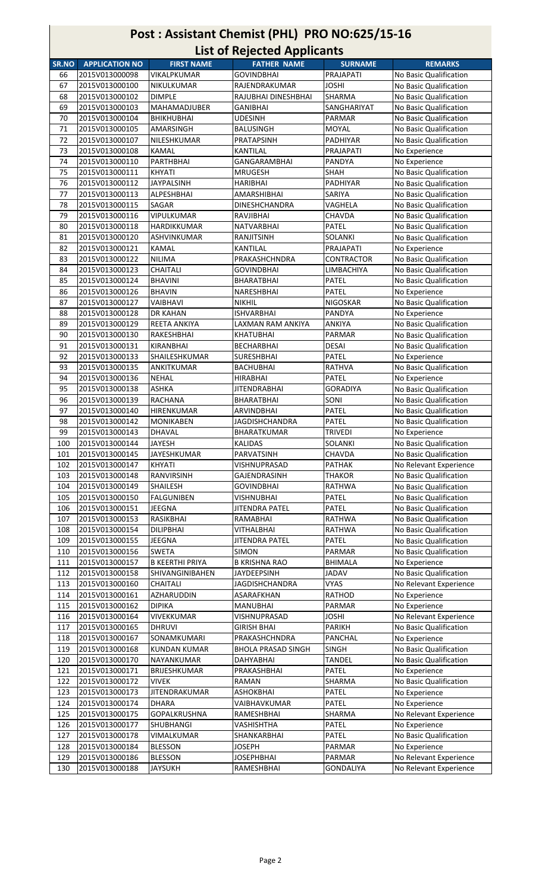# Post : Assistant Chemist (PHL) PRO NO:625/15-16

## List of Rejected Applicants

| SR.NO | APPLICATION NO | FIRST NAME | FATHER NAME | SURNAME | REMARKS |
|---|---|---|---|---|---|
| 66 | 2015V013000098 | VIKALPKUMAR | GOVINDBHAI | PRAJAPATI | No Basic Qualification |
| 67 | 2015V013000100 | NIKULKUMAR | RAJENDRAKUMAR | JOSHI | No Basic Qualification |
| 68 | 2015V013000102 | DIMPLE | RAJUBHAI DINESHBHAI | SHARMA | No Basic Qualification |
| 69 | 2015V013000103 | MAHAMADJUBER | GANIBHAI | SANGHARIYAT | No Basic Qualification |
| 70 | 2015V013000104 | BHIKHUBHAI | UDESINH | PARMAR | No Basic Qualification |
| 71 | 2015V013000105 | AMARSINGH | BALUSINGH | MOYAL | No Basic Qualification |
| 72 | 2015V013000107 | NILESHKUMAR | PRATAPSINH | PADHIYAR | No Basic Qualification |
| 73 | 2015V013000108 | KAMAL | KANTILAL | PRAJAPATI | No Experience |
| 74 | 2015V013000110 | PARTHBHAI | GANGARAMBHAI | PANDYA | No Experience |
| 75 | 2015V013000111 | KHYATI | MRUGESH | SHAH | No Basic Qualification |
| 76 | 2015V013000112 | JAYPALSINH | HARIBHAI | PADHIYAR | No Basic Qualification |
| 77 | 2015V013000113 | ALPESHBHAI | AMARSHIBHAI | SARIYA | No Basic Qualification |
| 78 | 2015V013000115 | SAGAR | DINESHCHANDRA | VAGHELA | No Basic Qualification |
| 79 | 2015V013000116 | VIPULKUMAR | RAVJIBHAI | CHAVDA | No Basic Qualification |
| 80 | 2015V013000118 | HARDIKKUMAR | NATVARBHAI | PATEL | No Basic Qualification |
| 81 | 2015V013000120 | ASHVINKUMAR | RANJITSINH | SOLANKI | No Basic Qualification |
| 82 | 2015V013000121 | KAMAL | KANTILAL | PRAJAPATI | No Experience |
| 83 | 2015V013000122 | NILIMA | PRAKASHCHNDRA | CONTRACTOR | No Basic Qualification |
| 84 | 2015V013000123 | CHAITALI | GOVINDBHAI | LIMBACHIYA | No Basic Qualification |
| 85 | 2015V013000124 | BHAVINI | BHARATBHAI | PATEL | No Basic Qualification |
| 86 | 2015V013000126 | BHAVIN | NARESHBHAI | PATEL | No Experience |
| 87 | 2015V013000127 | VAIBHAVI | NIKHIL | NIGOSKAR | No Basic Qualification |
| 88 | 2015V013000128 | DR KAHAN | ISHVARBHAI | PANDYA | No Experience |
| 89 | 2015V013000129 | REETA ANKIYA | LAXMAN RAM ANKIYA | ANKIYA | No Basic Qualification |
| 90 | 2015V013000130 | RAKESHBHAI | KHATUBHAI | PARMAR | No Basic Qualification |
| 91 | 2015V013000131 | KIRANBHAI | BECHARBHAI | DESAI | No Basic Qualification |
| 92 | 2015V013000133 | SHAILESHKUMAR | SURESHBHAI | PATEL | No Experience |
| 93 | 2015V013000135 | ANKITKUMAR | BACHUBHAI | RATHVA | No Basic Qualification |
| 94 | 2015V013000136 | NEHAL | HIRABHAI | PATEL | No Experience |
| 95 | 2015V013000138 | ASHKA | JITENDRABHAI | GORADIYA | No Basic Qualification |
| 96 | 2015V013000139 | RACHANA | BHARATBHAI | SONI | No Basic Qualification |
| 97 | 2015V013000140 | HIRENKUMAR | ARVINDBHAI | PATEL | No Basic Qualification |
| 98 | 2015V013000142 | MONIKABEN | JAGDISHCHANDRA | PATEL | No Basic Qualification |
| 99 | 2015V013000143 | DHAVAL | BHARATKUMAR | TRIVEDI | No Experience |
| 100 | 2015V013000144 | JAYESH | KALIDAS | SOLANKI | No Basic Qualification |
| 101 | 2015V013000145 | JAYESHKUMAR | PARVATSINH | CHAVDA | No Basic Qualification |
| 102 | 2015V013000147 | KHYATI | VISHNUPRASAD | PATHAK | No Relevant Experience |
| 103 | 2015V013000148 | RANVIRSINH | GAJENDRASINH | THAKOR | No Basic Qualification |
| 104 | 2015V013000149 | SHAILESH | GOVINDBHAI | RATHWA | No Basic Qualification |
| 105 | 2015V013000150 | FALGUNIBEN | VISHNUBHAI | PATEL | No Basic Qualification |
| 106 | 2015V013000151 | JEEGNA | JITENDRA PATEL | PATEL | No Basic Qualification |
| 107 | 2015V013000153 | RASIKBHAI | RAMABHAI | RATHWA | No Basic Qualification |
| 108 | 2015V013000154 | DILIPBHAI | VITHALBHAI | RATHWA | No Basic Qualification |
| 109 | 2015V013000155 | JEEGNA | JITENDRA PATEL | PATEL | No Basic Qualification |
| 110 | 2015V013000156 | SWETA | SIMON | PARMAR | No Basic Qualification |
| 111 | 2015V013000157 | B KEERTHI PRIYA | B KRISHNA RAO | BHIMALA | No Experience |
| 112 | 2015V013000158 | SHIVANGINIBAHEN | JAYDEEPSINH | JADAV | No Basic Qualification |
| 113 | 2015V013000160 | CHAITALI | JAGDISHCHANDRA | VYAS | No Relevant Experience |
| 114 | 2015V013000161 | AZHARUDDIN | ASARAFKHAN | RATHOD | No Experience |
| 115 | 2015V013000162 | DIPIKA | MANUBHAI | PARMAR | No Experience |
| 116 | 2015V013000164 | VIVEKKUMAR | VISHNUPRASAD | JOSHI | No Relevant Experience |
| 117 | 2015V013000165 | DHRUVI | GIRISH BHAI | PARIKH | No Basic Qualification |
| 118 | 2015V013000167 | SONAMKUMARI | PRAKASHCHNDRA | PANCHAL | No Experience |
| 119 | 2015V013000168 | KUNDAN KUMAR | BHOLA PRASAD SINGH | SINGH | No Basic Qualification |
| 120 | 2015V013000170 | NAYANKUMAR | DAHYABHAI | TANDEL | No Basic Qualification |
| 121 | 2015V013000171 | BRIJESHKUMAR | PRAKASHBHAI | PATEL | No Experience |
| 122 | 2015V013000172 | VIVEK | RAMAN | SHARMA | No Basic Qualification |
| 123 | 2015V013000173 | JITENDRAKUMAR | ASHOKBHAI | PATEL | No Experience |
| 124 | 2015V013000174 | DHARA | VAIBHAVKUMAR | PATEL | No Experience |
| 125 | 2015V013000175 | GOPALKRUSHNA | RAMESHBHAI | SHARMA | No Relevant Experience |
| 126 | 2015V013000177 | SHUBHANGI | VASHISHTHA | PATEL | No Experience |
| 127 | 2015V013000178 | VIMALKUMAR | SHANKARBHAI | PATEL | No Basic Qualification |
| 128 | 2015V013000184 | BLESSON | JOSEPH | PARMAR | No Experience |
| 129 | 2015V013000186 | BLESSON | JOSEPHBHAI | PARMAR | No Relevant Experience |
| 130 | 2015V013000188 | JAYSUKH | RAMESHBHAI | GONDALIYA | No Relevant Experience |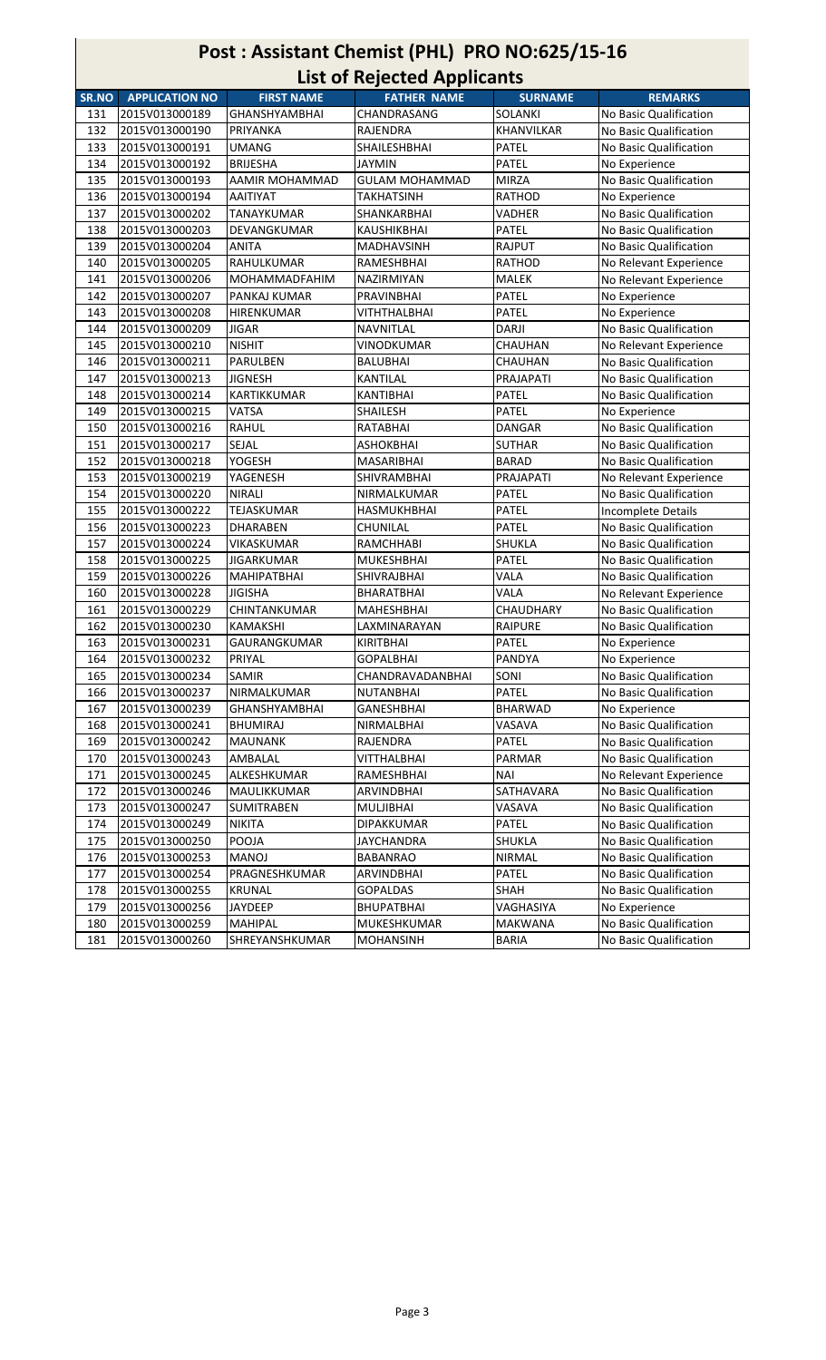# Post : Assistant Chemist (PHL) PRO NO:625/15-16

## List of Rejected Applicants

| SR.NO | APPLICATION NO | FIRST NAME | FATHER NAME | SURNAME | REMARKS |
|---|---|---|---|---|---|
| 131 | 2015V013000189 | GHANSHYAMBHAI | CHANDRASANG | SOLANKI | No Basic Qualification |
| 132 | 2015V013000190 | PRIYANKA | RAJENDRA | KHANVILKAR | No Basic Qualification |
| 133 | 2015V013000191 | UMANG | SHAILESHBHAI | PATEL | No Basic Qualification |
| 134 | 2015V013000192 | BRIJESHA | JAYMIN | PATEL | No Experience |
| 135 | 2015V013000193 | AAMIR MOHAMMAD | GULAM MOHAMMAD | MIRZA | No Basic Qualification |
| 136 | 2015V013000194 | AAITIYAT | TAKHATSINH | RATHOD | No Experience |
| 137 | 2015V013000202 | TANAYKUMAR | SHANKARBHAI | VADHER | No Basic Qualification |
| 138 | 2015V013000203 | DEVANGKUMAR | KAUSHIKBHAI | PATEL | No Basic Qualification |
| 139 | 2015V013000204 | ANITA | MADHAVSINH | RAJPUT | No Basic Qualification |
| 140 | 2015V013000205 | RAHULKUMAR | RAMESHBHAI | RATHOD | No Relevant Experience |
| 141 | 2015V013000206 | MOHAMMADFAHIM | NAZIRMIYAN | MALEK | No Relevant Experience |
| 142 | 2015V013000207 | PANKAJ KUMAR | PRAVINBHAI | PATEL | No Experience |
| 143 | 2015V013000208 | HIRENKUMAR | VITHTHALBHAI | PATEL | No Experience |
| 144 | 2015V013000209 | JIGAR | NAVNITLAL | DARJI | No Basic Qualification |
| 145 | 2015V013000210 | NISHIT | VINODKUMAR | CHAUHAN | No Relevant Experience |
| 146 | 2015V013000211 | PARULBEN | BALUBHAI | CHAUHAN | No Basic Qualification |
| 147 | 2015V013000213 | JIGNESH | KANTILAL | PRAJAPATI | No Basic Qualification |
| 148 | 2015V013000214 | KARTIKKUMAR | KANTIBHAI | PATEL | No Basic Qualification |
| 149 | 2015V013000215 | VATSA | SHAILESH | PATEL | No Experience |
| 150 | 2015V013000216 | RAHUL | RATABHAI | DANGAR | No Basic Qualification |
| 151 | 2015V013000217 | SEJAL | ASHOKBHAI | SUTHAR | No Basic Qualification |
| 152 | 2015V013000218 | YOGESH | MASARIBHAI | BARAD | No Basic Qualification |
| 153 | 2015V013000219 | YAGENESH | SHIVRAMBHAI | PRAJAPATI | No Relevant Experience |
| 154 | 2015V013000220 | NIRALI | NIRMALKUMAR | PATEL | No Basic Qualification |
| 155 | 2015V013000222 | TEJASKUMAR | HASMUKHBHAI | PATEL | Incomplete Details |
| 156 | 2015V013000223 | DHARABEN | CHUNILAL | PATEL | No Basic Qualification |
| 157 | 2015V013000224 | VIKASKUMAR | RAMCHHABI | SHUKLA | No Basic Qualification |
| 158 | 2015V013000225 | JIGARKUMAR | MUKESHBHAI | PATEL | No Basic Qualification |
| 159 | 2015V013000226 | MAHIPATBHAI | SHIVRAJBHAI | VALA | No Basic Qualification |
| 160 | 2015V013000228 | JIGISHA | BHARATBHAI | VALA | No Relevant Experience |
| 161 | 2015V013000229 | CHINTANKUMAR | MAHESHBHAI | CHAUDHARY | No Basic Qualification |
| 162 | 2015V013000230 | KAMAKSHI | LAXMINARAYAN | RAIPURE | No Basic Qualification |
| 163 | 2015V013000231 | GAURANGKUMAR | KIRITBHAI | PATEL | No Experience |
| 164 | 2015V013000232 | PRIYAL | GOPALBHAI | PANDYA | No Experience |
| 165 | 2015V013000234 | SAMIR | CHANDRAVADANBHAI | SONI | No Basic Qualification |
| 166 | 2015V013000237 | NIRMALKUMAR | NUTANBHAI | PATEL | No Basic Qualification |
| 167 | 2015V013000239 | GHANSHYAMBHAI | GANESHBHAI | BHARWAD | No Experience |
| 168 | 2015V013000241 | BHUMIRAJ | NIRMALBHAI | VASAVA | No Basic Qualification |
| 169 | 2015V013000242 | MAUNANK | RAJENDRA | PATEL | No Basic Qualification |
| 170 | 2015V013000243 | AMBALAL | VITTHALBHAI | PARMAR | No Basic Qualification |
| 171 | 2015V013000245 | ALKESHKUMAR | RAMESHBHAI | NAI | No Relevant Experience |
| 172 | 2015V013000246 | MAULIKKUMAR | ARVINDBHAI | SATHAVARA | No Basic Qualification |
| 173 | 2015V013000247 | SUMITRABEN | MULJIBHAI | VASAVA | No Basic Qualification |
| 174 | 2015V013000249 | NIKITA | DIPAKKUMAR | PATEL | No Basic Qualification |
| 175 | 2015V013000250 | POOJA | JAYCHANDRA | SHUKLA | No Basic Qualification |
| 176 | 2015V013000253 | MANOJ | BABANRAO | NIRMAL | No Basic Qualification |
| 177 | 2015V013000254 | PRAGNESHKUMAR | ARVINDBHAI | PATEL | No Basic Qualification |
| 178 | 2015V013000255 | KRUNAL | GOPALDAS | SHAH | No Basic Qualification |
| 179 | 2015V013000256 | JAYDEEP | BHUPATBHAI | VAGHASIYA | No Experience |
| 180 | 2015V013000259 | MAHIPAL | MUKESHKUMAR | MAKWANA | No Basic Qualification |
| 181 | 2015V013000260 | SHREYANSHKUMAR | MOHANSINH | BARIA | No Basic Qualification |